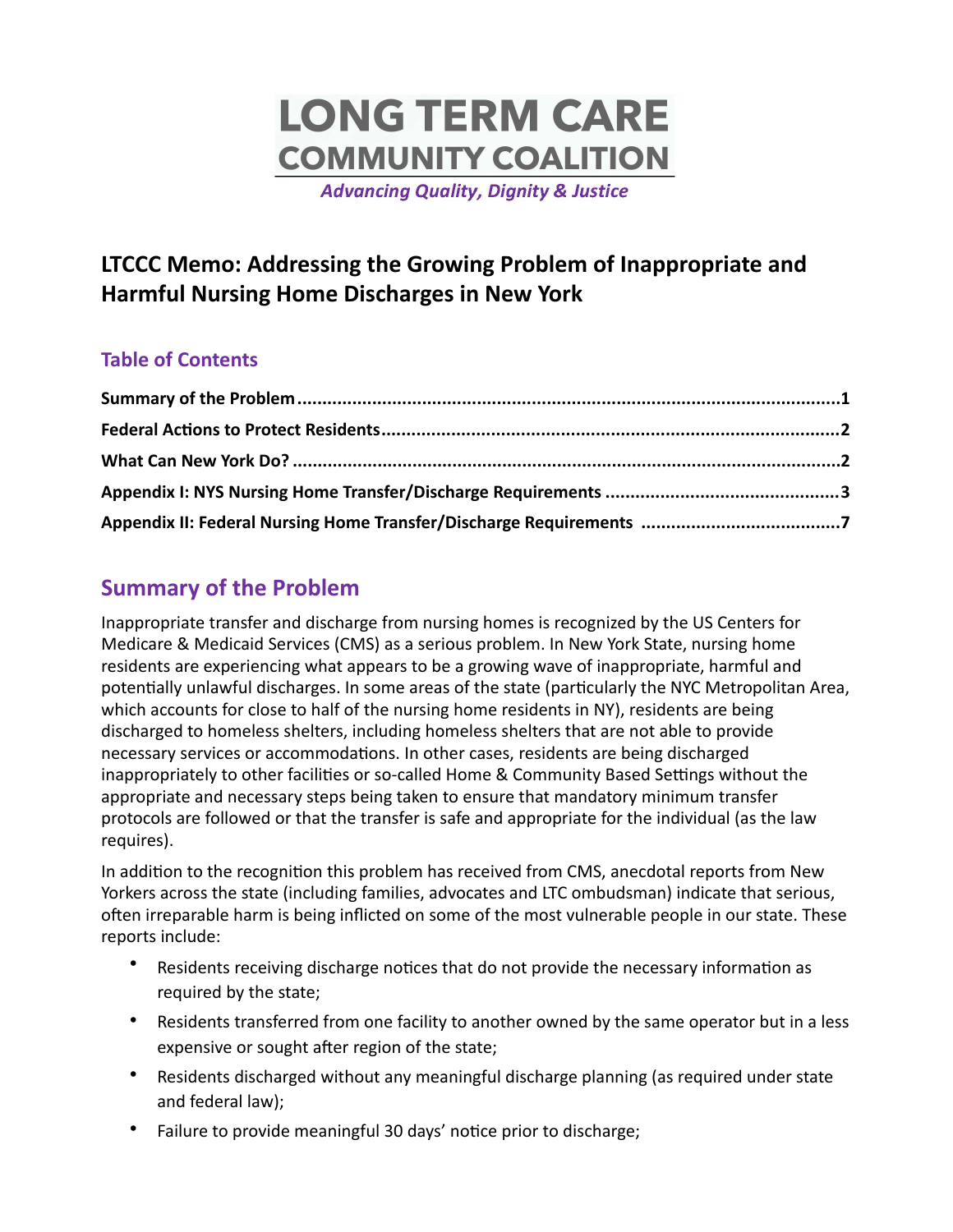# LONG TERM CARE COMMUNITY COALITION

*Advancing Quality, Dignity & Justice*

## LTCCC Memo: Addressing the Growing Problem of Inappropriate and Harmful Nursing Home Discharges in New York

### Table of Contents

**Summary of the Problem** ............................................................ **1**

**Federal Actions to Protect Residents** ............................................................ **2**

**What Can New York Do?** ............................................................ **2**

**Appendix I: NYS Nursing Home Transfer/Discharge Requirements** ............................................................ **3**

**Appendix II: Federal Nursing Home Transfer/Discharge Requirements** ............................................................ **7**

## Summary of the Problem

Inappropriate transfer and discharge from nursing homes is recognized by the US Centers for Medicare & Medicaid Services (CMS) as a serious problem. In New York State, nursing home residents are experiencing what appears to be a growing wave of inappropriate, harmful and potentially unlawful discharges. In some areas of the state (particularly the NYC Metropolitan Area, which accounts for close to half of the nursing home residents in NY), residents are being discharged to homeless shelters, including homeless shelters that are not able to provide necessary services or accommodations. In other cases, residents are being discharged inappropriately to other facilities or so-called Home & Community Based Settings without the appropriate and necessary steps being taken to ensure that mandatory minimum transfer protocols are followed or that the transfer is safe and appropriate for the individual (as the law requires).

In addition to the recognition this problem has received from CMS, anecdotal reports from New Yorkers across the state (including families, advocates and LTC ombudsman) indicate that serious, often irreparable harm is being inflicted on some of the most vulnerable people in our state. These reports include:

- Residents receiving discharge notices that do not provide the necessary information as required by the state;
- Residents transferred from one facility to another owned by the same operator but in a less expensive or sought after region of the state;
- Residents discharged without any meaningful discharge planning (as required under state and federal law);
- Failure to provide meaningful 30 days' notice prior to discharge;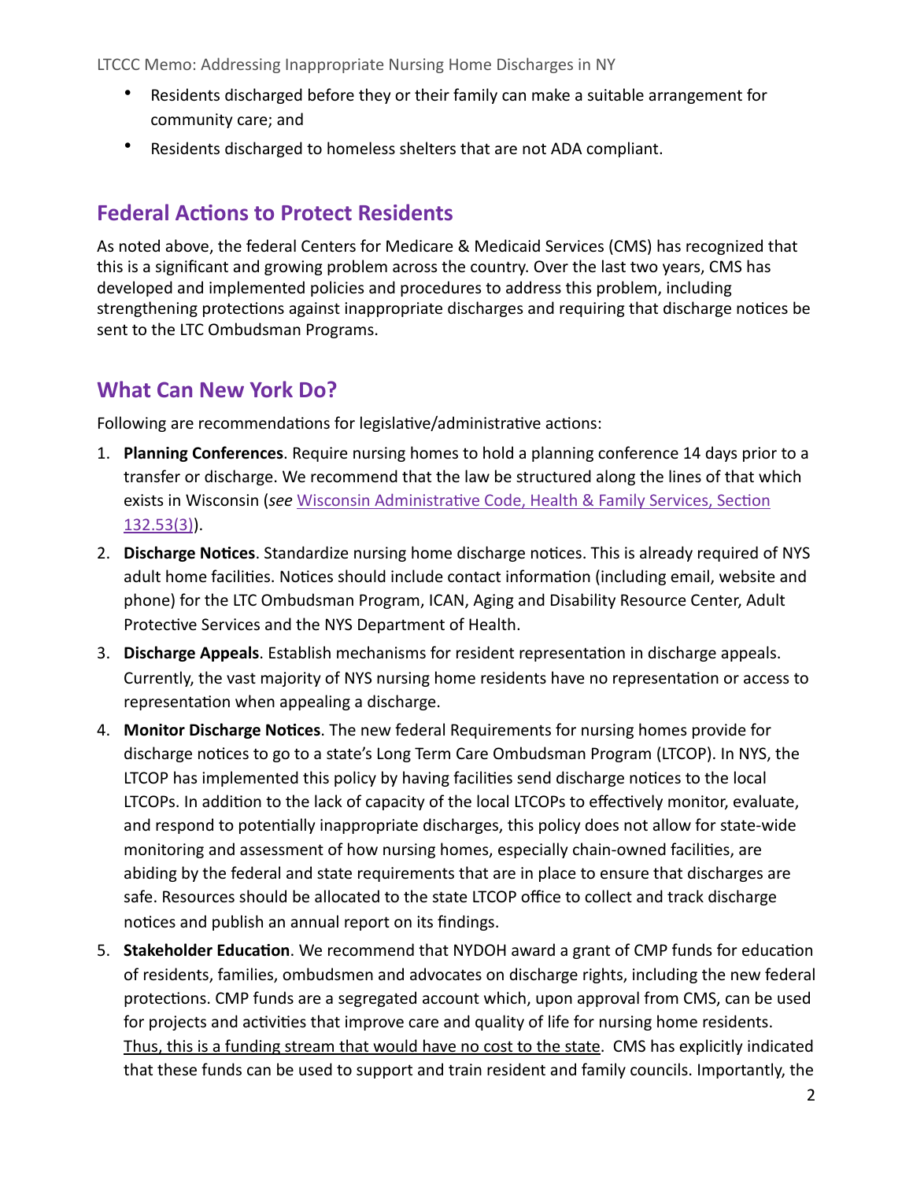- Residents discharged before they or their family can make a suitable arrangement for community care; and
- Residents discharged to homeless shelters that are not ADA compliant.

## Federal Actions to Protect Residents

As noted above, the federal Centers for Medicare & Medicaid Services (CMS) has recognized that this is a significant and growing problem across the country. Over the last two years, CMS has developed and implemented policies and procedures to address this problem, including strengthening protections against inappropriate discharges and requiring that discharge notices be sent to the LTC Ombudsman Programs.

## What Can New York Do?

Following are recommendations for legislative/administrative actions:

1. **Planning Conferences**. Require nursing homes to hold a planning conference 14 days prior to a transfer or discharge. We recommend that the law be structured along the lines of that which exists in Wisconsin (*see* Wisconsin Administrative Code, Health & Family Services, Section 132.53(3)).
2. **Discharge Notices**. Standardize nursing home discharge notices. This is already required of NYS adult home facilities. Notices should include contact information (including email, website and phone) for the LTC Ombudsman Program, ICAN, Aging and Disability Resource Center, Adult Protective Services and the NYS Department of Health.
3. **Discharge Appeals**. Establish mechanisms for resident representation in discharge appeals. Currently, the vast majority of NYS nursing home residents have no representation or access to representation when appealing a discharge.
4. **Monitor Discharge Notices**. The new federal Requirements for nursing homes provide for discharge notices to go to a state's Long Term Care Ombudsman Program (LTCOP). In NYS, the LTCOP has implemented this policy by having facilities send discharge notices to the local LTCOPs. In addition to the lack of capacity of the local LTCOPs to effectively monitor, evaluate, and respond to potentially inappropriate discharges, this policy does not allow for state-wide monitoring and assessment of how nursing homes, especially chain-owned facilities, are abiding by the federal and state requirements that are in place to ensure that discharges are safe. Resources should be allocated to the state LTCOP office to collect and track discharge notices and publish an annual report on its findings.
5. **Stakeholder Education**. We recommend that NYDOH award a grant of CMP funds for education of residents, families, ombudsmen and advocates on discharge rights, including the new federal protections. CMP funds are a segregated account which, upon approval from CMS, can be used for projects and activities that improve care and quality of life for nursing home residents. <u>Thus, this is a funding stream that would have no cost to the state</u>. CMS has explicitly indicated that these funds can be used to support and train resident and family councils. Importantly, the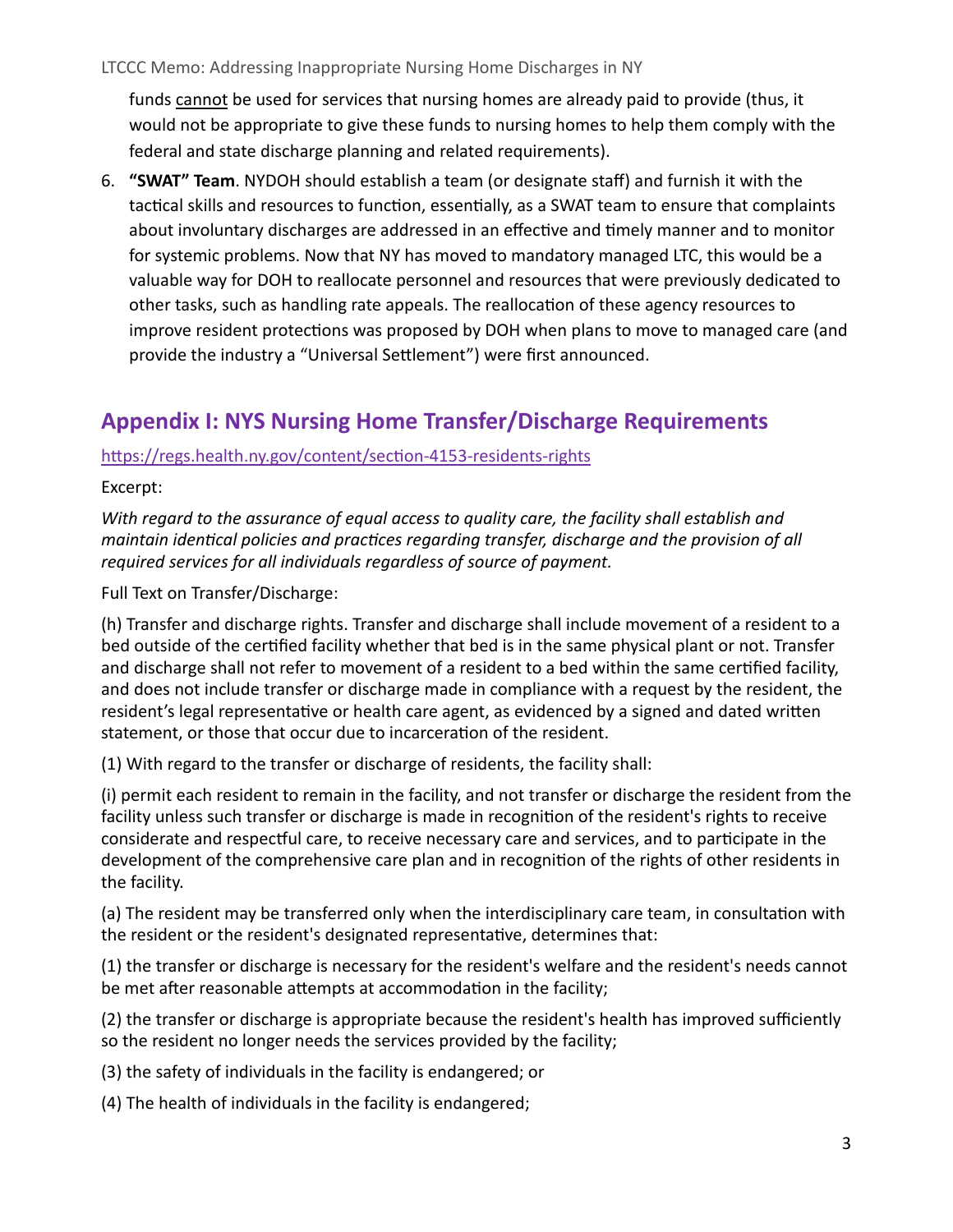funds cannot be used for services that nursing homes are already paid to provide (thus, it would not be appropriate to give these funds to nursing homes to help them comply with the federal and state discharge planning and related requirements).

6. **"SWAT" Team**. NYDOH should establish a team (or designate staff) and furnish it with the tactical skills and resources to function, essentially, as a SWAT team to ensure that complaints about involuntary discharges are addressed in an effective and timely manner and to monitor for systemic problems. Now that NY has moved to mandatory managed LTC, this would be a valuable way for DOH to reallocate personnel and resources that were previously dedicated to other tasks, such as handling rate appeals. The reallocation of these agency resources to improve resident protections was proposed by DOH when plans to move to managed care (and provide the industry a "Universal Settlement") were first announced.

## Appendix I: NYS Nursing Home Transfer/Discharge Requirements

https://regs.health.ny.gov/content/section-4153-residents-rights

Excerpt:

*With regard to the assurance of equal access to quality care, the facility shall establish and maintain identical policies and practices regarding transfer, discharge and the provision of all required services for all individuals regardless of source of payment.*

Full Text on Transfer/Discharge:

(h) Transfer and discharge rights. Transfer and discharge shall include movement of a resident to a bed outside of the certified facility whether that bed is in the same physical plant or not. Transfer and discharge shall not refer to movement of a resident to a bed within the same certified facility, and does not include transfer or discharge made in compliance with a request by the resident, the resident's legal representative or health care agent, as evidenced by a signed and dated written statement, or those that occur due to incarceration of the resident.

(1) With regard to the transfer or discharge of residents, the facility shall:

(i) permit each resident to remain in the facility, and not transfer or discharge the resident from the facility unless such transfer or discharge is made in recognition of the resident's rights to receive considerate and respectful care, to receive necessary care and services, and to participate in the development of the comprehensive care plan and in recognition of the rights of other residents in the facility.

(a) The resident may be transferred only when the interdisciplinary care team, in consultation with the resident or the resident's designated representative, determines that:

(1) the transfer or discharge is necessary for the resident's welfare and the resident's needs cannot be met after reasonable attempts at accommodation in the facility;

(2) the transfer or discharge is appropriate because the resident's health has improved sufficiently so the resident no longer needs the services provided by the facility;

(3) the safety of individuals in the facility is endangered; or

(4) The health of individuals in the facility is endangered;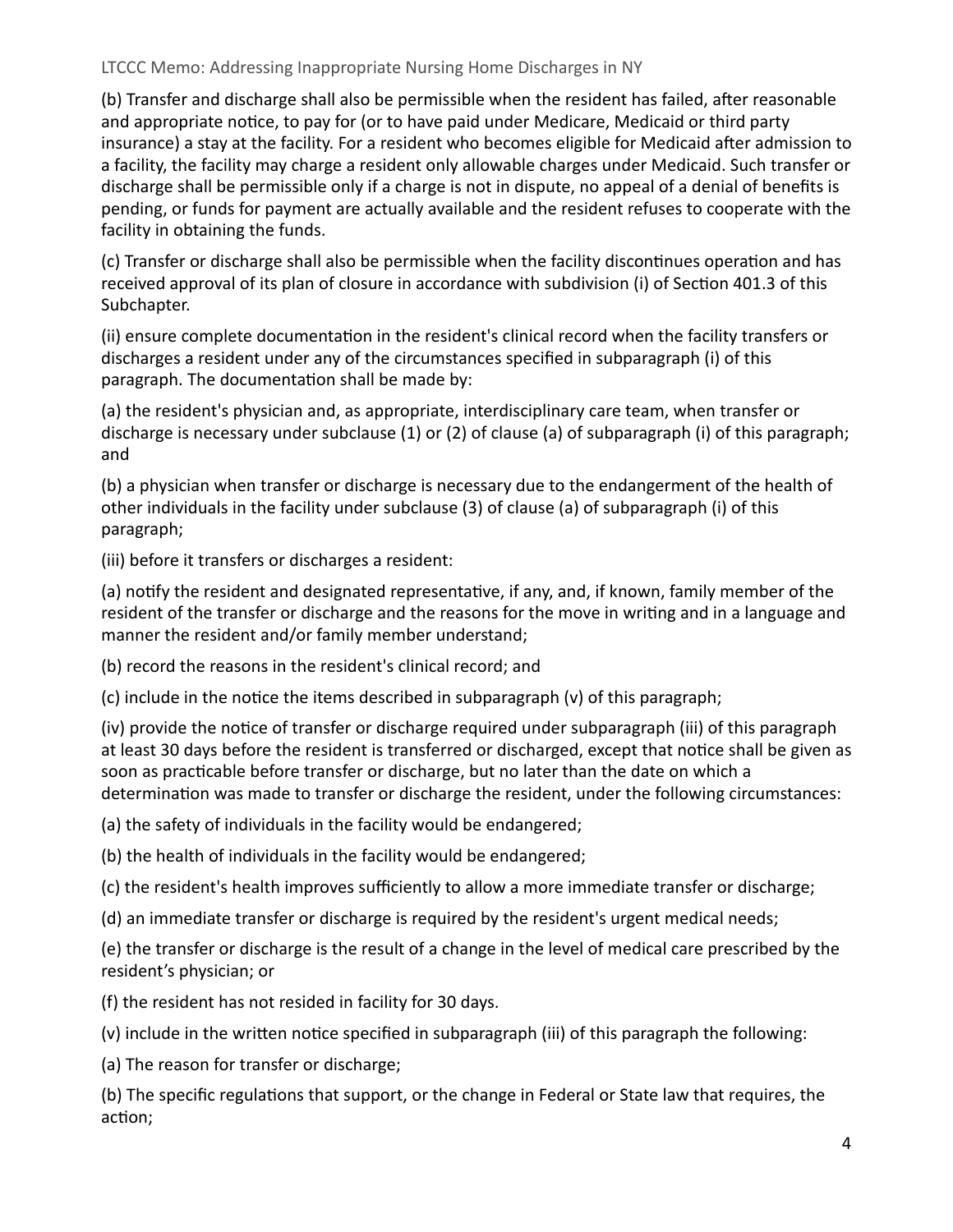(b) Transfer and discharge shall also be permissible when the resident has failed, after reasonable and appropriate notice, to pay for (or to have paid under Medicare, Medicaid or third party insurance) a stay at the facility. For a resident who becomes eligible for Medicaid after admission to a facility, the facility may charge a resident only allowable charges under Medicaid. Such transfer or discharge shall be permissible only if a charge is not in dispute, no appeal of a denial of benefits is pending, or funds for payment are actually available and the resident refuses to cooperate with the facility in obtaining the funds.

(c) Transfer or discharge shall also be permissible when the facility discontinues operation and has received approval of its plan of closure in accordance with subdivision (i) of Section 401.3 of this Subchapter.

(ii) ensure complete documentation in the resident's clinical record when the facility transfers or discharges a resident under any of the circumstances specified in subparagraph (i) of this paragraph. The documentation shall be made by:

(a) the resident's physician and, as appropriate, interdisciplinary care team, when transfer or discharge is necessary under subclause (1) or (2) of clause (a) of subparagraph (i) of this paragraph; and

(b) a physician when transfer or discharge is necessary due to the endangerment of the health of other individuals in the facility under subclause (3) of clause (a) of subparagraph (i) of this paragraph;

(iii) before it transfers or discharges a resident:

(a) notify the resident and designated representative, if any, and, if known, family member of the resident of the transfer or discharge and the reasons for the move in writing and in a language and manner the resident and/or family member understand;

(b) record the reasons in the resident's clinical record; and

(c) include in the notice the items described in subparagraph (v) of this paragraph;

(iv) provide the notice of transfer or discharge required under subparagraph (iii) of this paragraph at least 30 days before the resident is transferred or discharged, except that notice shall be given as soon as practicable before transfer or discharge, but no later than the date on which a determination was made to transfer or discharge the resident, under the following circumstances:

(a) the safety of individuals in the facility would be endangered;

(b) the health of individuals in the facility would be endangered;

(c) the resident's health improves sufficiently to allow a more immediate transfer or discharge;

(d) an immediate transfer or discharge is required by the resident's urgent medical needs;

(e) the transfer or discharge is the result of a change in the level of medical care prescribed by the resident's physician; or

(f) the resident has not resided in facility for 30 days.

(v) include in the written notice specified in subparagraph (iii) of this paragraph the following:

(a) The reason for transfer or discharge;

(b) The specific regulations that support, or the change in Federal or State law that requires, the action;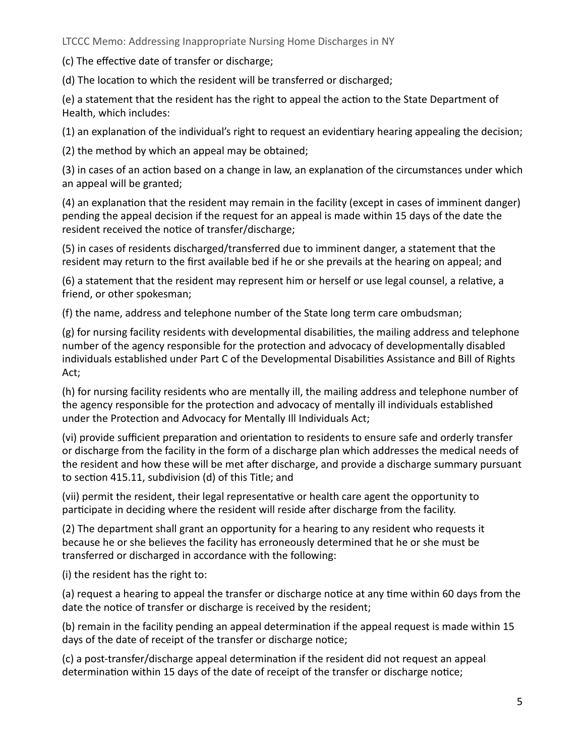(c) The effective date of transfer or discharge;

(d) The location to which the resident will be transferred or discharged;

(e) a statement that the resident has the right to appeal the action to the State Department of Health, which includes:

(1) an explanation of the individual's right to request an evidentiary hearing appealing the decision;

(2) the method by which an appeal may be obtained;

(3) in cases of an action based on a change in law, an explanation of the circumstances under which an appeal will be granted;

(4) an explanation that the resident may remain in the facility (except in cases of imminent danger) pending the appeal decision if the request for an appeal is made within 15 days of the date the resident received the notice of transfer/discharge;

(5) in cases of residents discharged/transferred due to imminent danger, a statement that the resident may return to the first available bed if he or she prevails at the hearing on appeal; and

(6) a statement that the resident may represent him or herself or use legal counsel, a relative, a friend, or other spokesman;

(f) the name, address and telephone number of the State long term care ombudsman;

(g) for nursing facility residents with developmental disabilities, the mailing address and telephone number of the agency responsible for the protection and advocacy of developmentally disabled individuals established under Part C of the Developmental Disabilities Assistance and Bill of Rights Act;

(h) for nursing facility residents who are mentally ill, the mailing address and telephone number of the agency responsible for the protection and advocacy of mentally ill individuals established under the Protection and Advocacy for Mentally Ill Individuals Act;

(vi) provide sufficient preparation and orientation to residents to ensure safe and orderly transfer or discharge from the facility in the form of a discharge plan which addresses the medical needs of the resident and how these will be met after discharge, and provide a discharge summary pursuant to section 415.11, subdivision (d) of this Title; and

(vii) permit the resident, their legal representative or health care agent the opportunity to participate in deciding where the resident will reside after discharge from the facility.

(2) The department shall grant an opportunity for a hearing to any resident who requests it because he or she believes the facility has erroneously determined that he or she must be transferred or discharged in accordance with the following:

(i) the resident has the right to:

(a) request a hearing to appeal the transfer or discharge notice at any time within 60 days from the date the notice of transfer or discharge is received by the resident;

(b) remain in the facility pending an appeal determination if the appeal request is made within 15 days of the date of receipt of the transfer or discharge notice;

(c) a post-transfer/discharge appeal determination if the resident did not request an appeal determination within 15 days of the date of receipt of the transfer or discharge notice;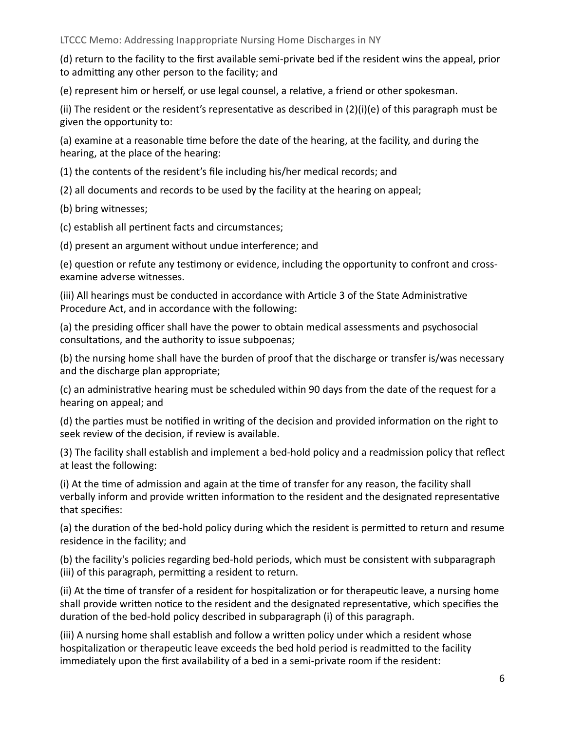(d) return to the facility to the first available semi-private bed if the resident wins the appeal, prior to admitting any other person to the facility; and

(e) represent him or herself, or use legal counsel, a relative, a friend or other spokesman.

(ii) The resident or the resident's representative as described in (2)(i)(e) of this paragraph must be given the opportunity to:

(a) examine at a reasonable time before the date of the hearing, at the facility, and during the hearing, at the place of the hearing:

(1) the contents of the resident's file including his/her medical records; and

(2) all documents and records to be used by the facility at the hearing on appeal;

(b) bring witnesses;

(c) establish all pertinent facts and circumstances;

(d) present an argument without undue interference; and

(e) question or refute any testimony or evidence, including the opportunity to confront and cross-examine adverse witnesses.

(iii) All hearings must be conducted in accordance with Article 3 of the State Administrative Procedure Act, and in accordance with the following:

(a) the presiding officer shall have the power to obtain medical assessments and psychosocial consultations, and the authority to issue subpoenas;

(b) the nursing home shall have the burden of proof that the discharge or transfer is/was necessary and the discharge plan appropriate;

(c) an administrative hearing must be scheduled within 90 days from the date of the request for a hearing on appeal; and

(d) the parties must be notified in writing of the decision and provided information on the right to seek review of the decision, if review is available.

(3) The facility shall establish and implement a bed-hold policy and a readmission policy that reflect at least the following:

(i) At the time of admission and again at the time of transfer for any reason, the facility shall verbally inform and provide written information to the resident and the designated representative that specifies:

(a) the duration of the bed-hold policy during which the resident is permitted to return and resume residence in the facility; and

(b) the facility's policies regarding bed-hold periods, which must be consistent with subparagraph (iii) of this paragraph, permitting a resident to return.

(ii) At the time of transfer of a resident for hospitalization or for therapeutic leave, a nursing home shall provide written notice to the resident and the designated representative, which specifies the duration of the bed-hold policy described in subparagraph (i) of this paragraph.

(iii) A nursing home shall establish and follow a written policy under which a resident whose hospitalization or therapeutic leave exceeds the bed hold period is readmitted to the facility immediately upon the first availability of a bed in a semi-private room if the resident: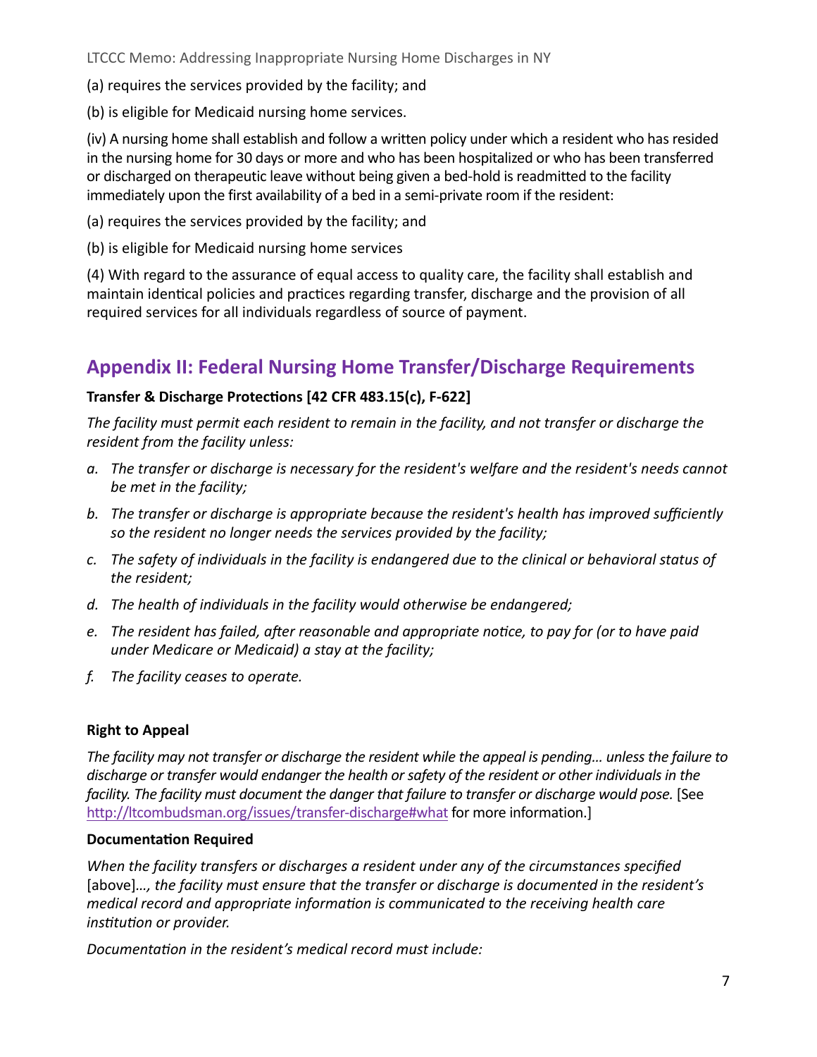(a) requires the services provided by the facility; and

(b) is eligible for Medicaid nursing home services.

(iv) A nursing home shall establish and follow a written policy under which a resident who has resided in the nursing home for 30 days or more and who has been hospitalized or who has been transferred or discharged on therapeutic leave without being given a bed-hold is readmitted to the facility immediately upon the first availability of a bed in a semi-private room if the resident:

(a) requires the services provided by the facility; and

(b) is eligible for Medicaid nursing home services

(4) With regard to the assurance of equal access to quality care, the facility shall establish and maintain identical policies and practices regarding transfer, discharge and the provision of all required services for all individuals regardless of source of payment.

## Appendix II: Federal Nursing Home Transfer/Discharge Requirements

**Transfer & Discharge Protections [42 CFR 483.15(c), F-622]**

*The facility must permit each resident to remain in the facility, and not transfer or discharge the resident from the facility unless:*

- *a. The transfer or discharge is necessary for the resident's welfare and the resident's needs cannot be met in the facility;*
- *b. The transfer or discharge is appropriate because the resident's health has improved sufficiently so the resident no longer needs the services provided by the facility;*
- *c. The safety of individuals in the facility is endangered due to the clinical or behavioral status of the resident;*
- *d. The health of individuals in the facility would otherwise be endangered;*
- *e. The resident has failed, after reasonable and appropriate notice, to pay for (or to have paid under Medicare or Medicaid) a stay at the facility;*
- *f. The facility ceases to operate.*

**Right to Appeal**

*The facility may not transfer or discharge the resident while the appeal is pending… unless the failure to discharge or transfer would endanger the health or safety of the resident or other individuals in the facility. The facility must document the danger that failure to transfer or discharge would pose.* [See http://ltcombudsman.org/issues/transfer-discharge#what for more information.]

**Documentation Required**

*When the facility transfers or discharges a resident under any of the circumstances specified* [above]*…, the facility must ensure that the transfer or discharge is documented in the resident's medical record and appropriate information is communicated to the receiving health care institution or provider.*

*Documentation in the resident's medical record must include:*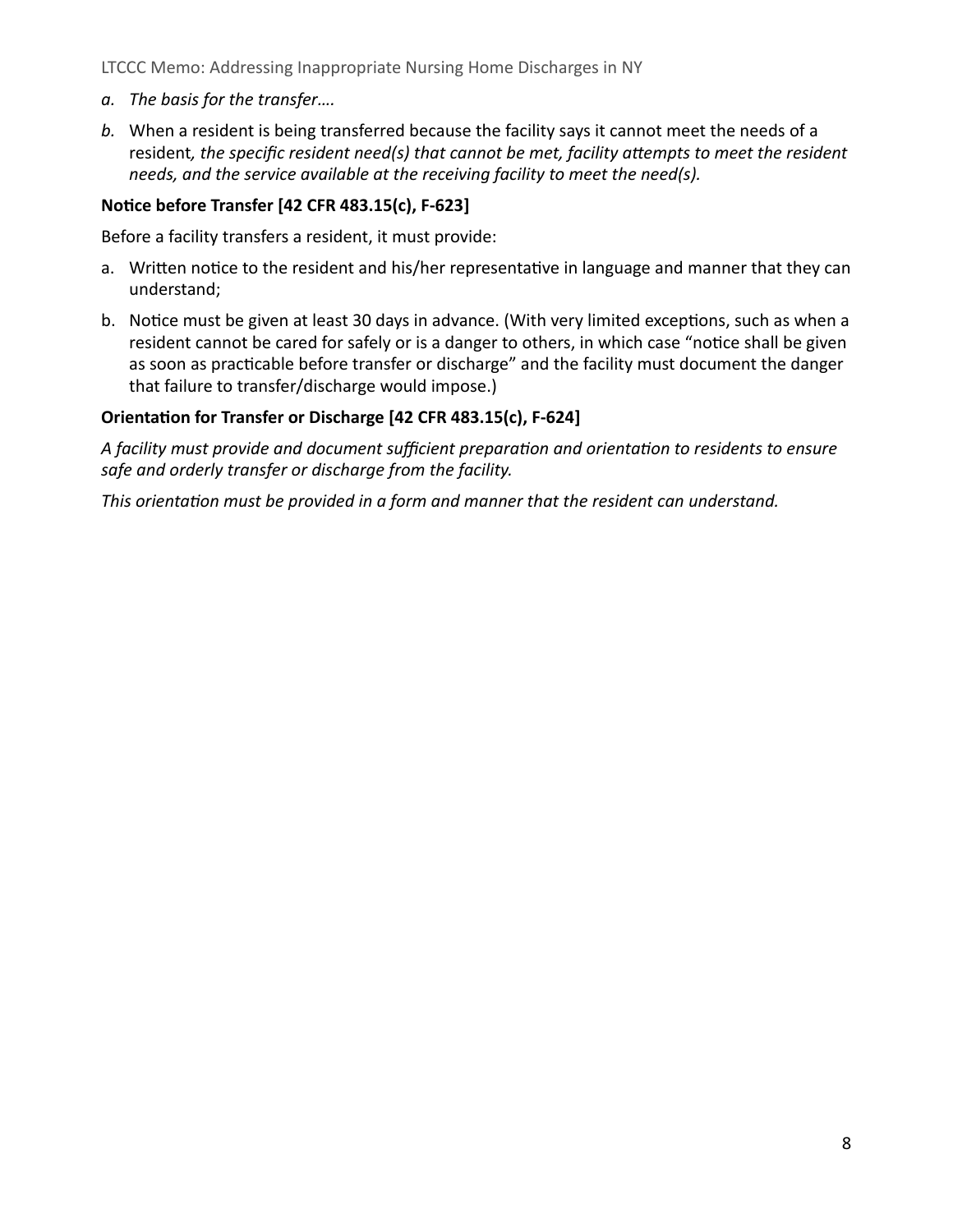*a. The basis for the transfer….*

*b.* When a resident is being transferred because the facility says it cannot meet the needs of a resident*, the specific resident need(s) that cannot be met, facility attempts to meet the resident needs, and the service available at the receiving facility to meet the need(s).*

**Notice before Transfer [42 CFR 483.15(c), F-623]**

Before a facility transfers a resident, it must provide:

a. Written notice to the resident and his/her representative in language and manner that they can understand;

b. Notice must be given at least 30 days in advance. (With very limited exceptions, such as when a resident cannot be cared for safely or is a danger to others, in which case "notice shall be given as soon as practicable before transfer or discharge" and the facility must document the danger that failure to transfer/discharge would impose.)

**Orientation for Transfer or Discharge [42 CFR 483.15(c), F-624]**

*A facility must provide and document sufficient preparation and orientation to residents to ensure safe and orderly transfer or discharge from the facility.*

*This orientation must be provided in a form and manner that the resident can understand.*